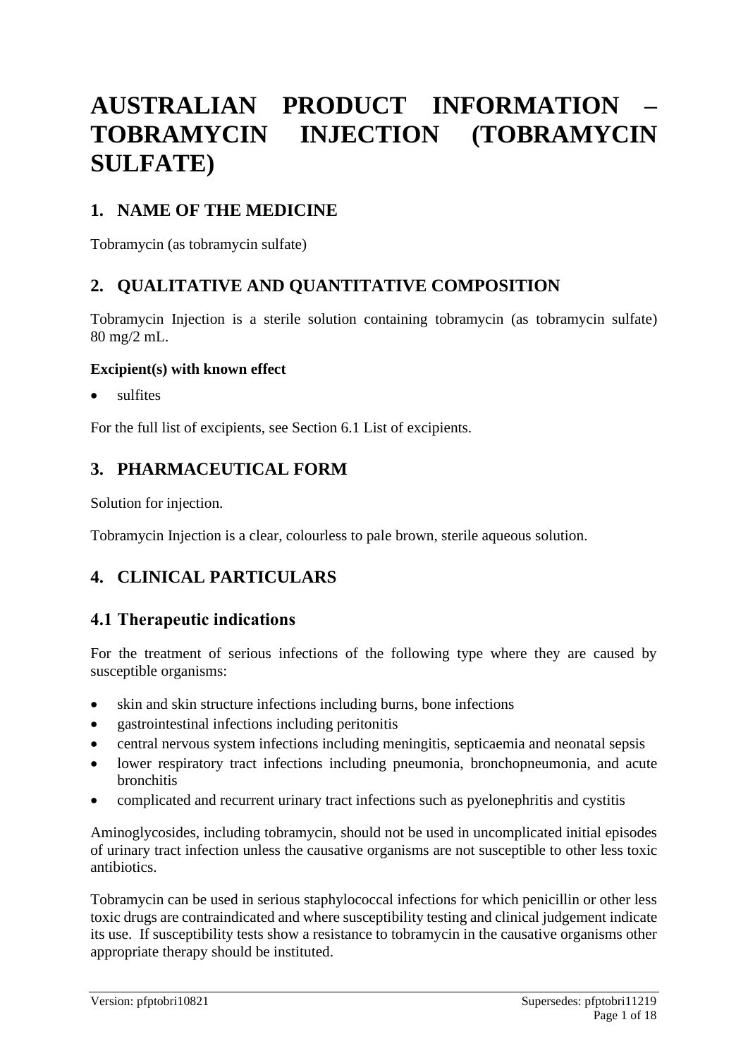# AUSTRALIAN PRODUCT INFORMATION – TOBRAMYCIN INJECTION (TOBRAMYCIN SULFATE)

## 1. NAME OF THE MEDICINE

Tobramycin (as tobramycin sulfate)

## 2. QUALITATIVE AND QUANTITATIVE COMPOSITION

Tobramycin Injection is a sterile solution containing tobramycin (as tobramycin sulfate) 80 mg/2 mL.

**Excipient(s) with known effect**

- sulfites

For the full list of excipients, see Section 6.1 List of excipients.

## 3. PHARMACEUTICAL FORM

Solution for injection.

Tobramycin Injection is a clear, colourless to pale brown, sterile aqueous solution.

## 4. CLINICAL PARTICULARS

### 4.1 Therapeutic indications

For the treatment of serious infections of the following type where they are caused by susceptible organisms:

- skin and skin structure infections including burns, bone infections
- gastrointestinal infections including peritonitis
- central nervous system infections including meningitis, septicaemia and neonatal sepsis
- lower respiratory tract infections including pneumonia, bronchopneumonia, and acute bronchitis
- complicated and recurrent urinary tract infections such as pyelonephritis and cystitis

Aminoglycosides, including tobramycin, should not be used in uncomplicated initial episodes of urinary tract infection unless the causative organisms are not susceptible to other less toxic antibiotics.

Tobramycin can be used in serious staphylococcal infections for which penicillin or other less toxic drugs are contraindicated and where susceptibility testing and clinical judgement indicate its use. If susceptibility tests show a resistance to tobramycin in the causative organisms other appropriate therapy should be instituted.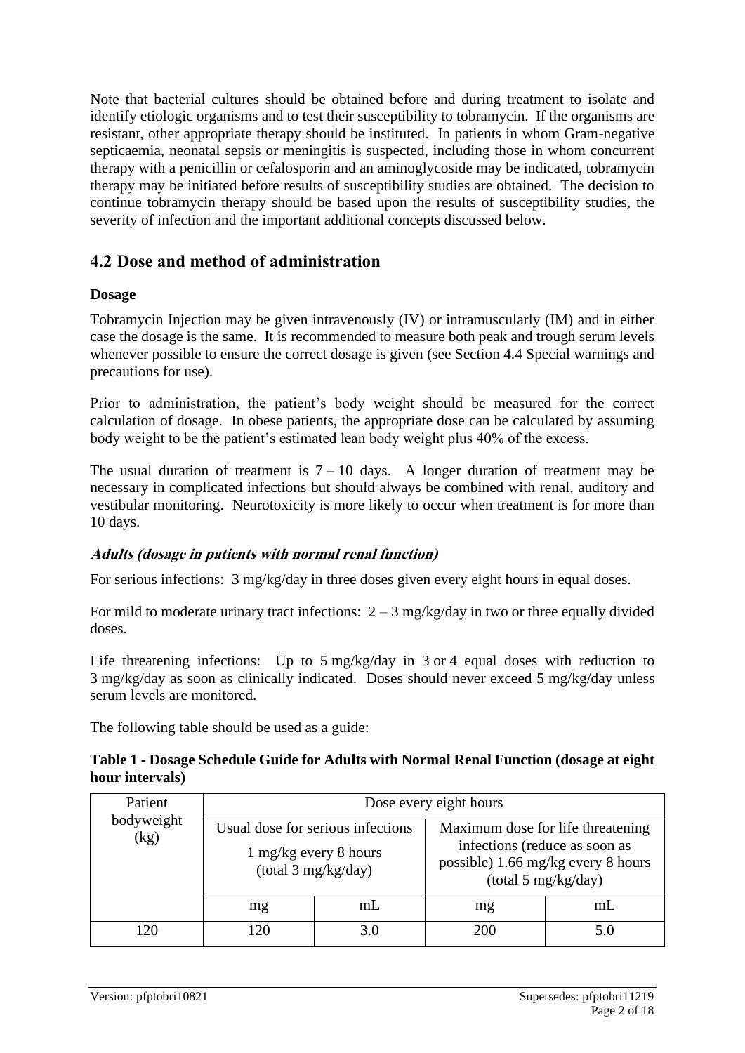Note that bacterial cultures should be obtained before and during treatment to isolate and identify etiologic organisms and to test their susceptibility to tobramycin. If the organisms are resistant, other appropriate therapy should be instituted. In patients in whom Gram-negative septicaemia, neonatal sepsis or meningitis is suspected, including those in whom concurrent therapy with a penicillin or cefalosporin and an aminoglycoside may be indicated, tobramycin therapy may be initiated before results of susceptibility studies are obtained. The decision to continue tobramycin therapy should be based upon the results of susceptibility studies, the severity of infection and the important additional concepts discussed below.

## 4.2 Dose and method of administration

### Dosage

Tobramycin Injection may be given intravenously (IV) or intramuscularly (IM) and in either case the dosage is the same. It is recommended to measure both peak and trough serum levels whenever possible to ensure the correct dosage is given (see Section 4.4 Special warnings and precautions for use).

Prior to administration, the patient's body weight should be measured for the correct calculation of dosage. In obese patients, the appropriate dose can be calculated by assuming body weight to be the patient's estimated lean body weight plus 40% of the excess.

The usual duration of treatment is 7 – 10 days. A longer duration of treatment may be necessary in complicated infections but should always be combined with renal, auditory and vestibular monitoring. Neurotoxicity is more likely to occur when treatment is for more than 10 days.

***Adults (dosage in patients with normal renal function)***

For serious infections: 3 mg/kg/day in three doses given every eight hours in equal doses.

For mild to moderate urinary tract infections: 2 – 3 mg/kg/day in two or three equally divided doses.

Life threatening infections: Up to 5 mg/kg/day in 3 or 4 equal doses with reduction to 3 mg/kg/day as soon as clinically indicated. Doses should never exceed 5 mg/kg/day unless serum levels are monitored.

The following table should be used as a guide:

**Table 1 - Dosage Schedule Guide for Adults with Normal Renal Function (dosage at eight hour intervals)**

| Patient bodyweight (kg) | Dose every eight hours | | | |
|---|---|---|---|---|
| | Usual dose for serious infections 1 mg/kg every 8 hours (total 3 mg/kg/day) | | Maximum dose for life threatening infections (reduce as soon as possible) 1.66 mg/kg every 8 hours (total 5 mg/kg/day) | |
| | mg | mL | mg | mL |
| 120 | 120 | 3.0 | 200 | 5.0 |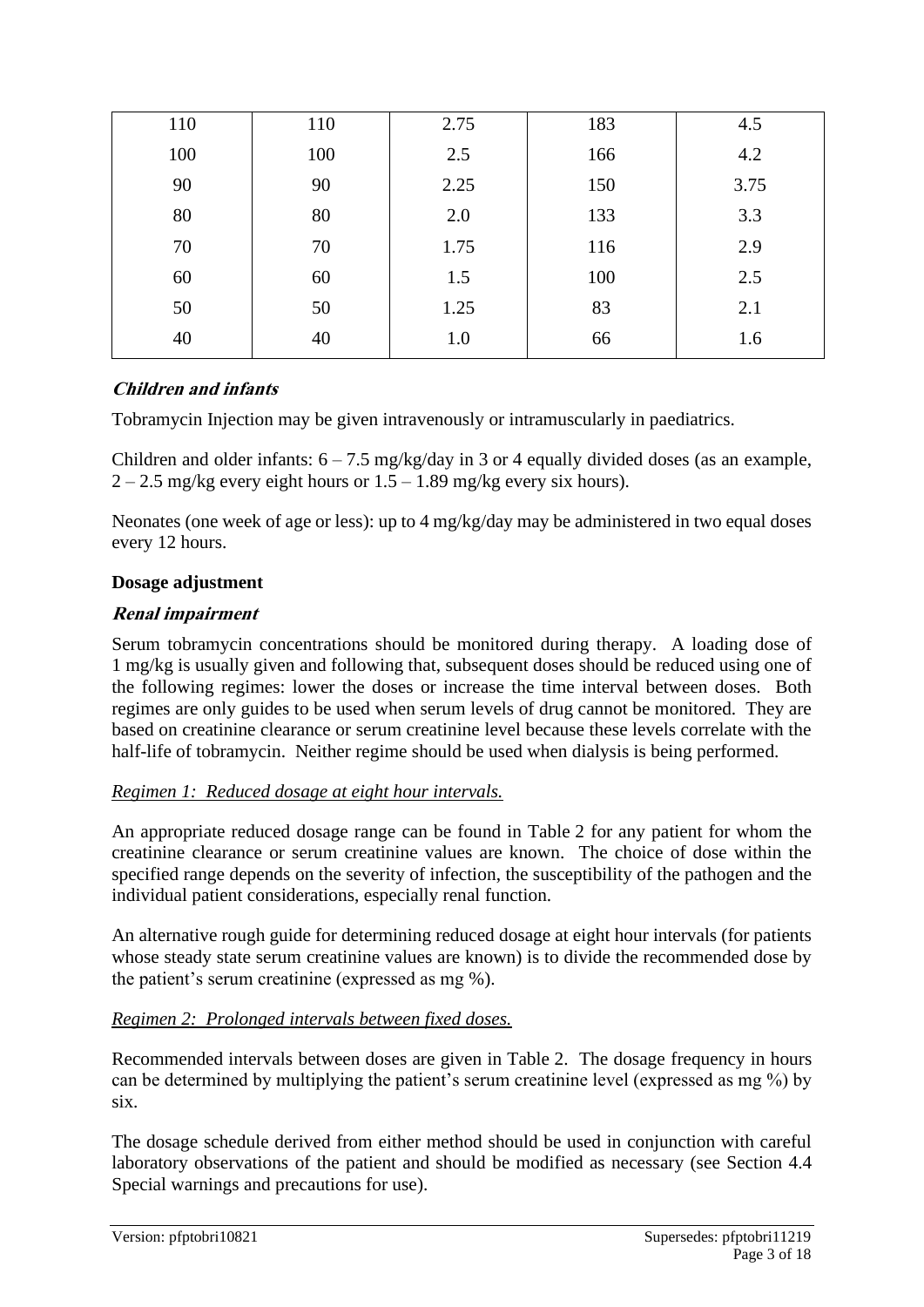| | | | | |
|---|---|---|---|---|
| 110 | 110 | 2.75 | 183 | 4.5 |
| 100 | 100 | 2.5 | 166 | 4.2 |
| 90 | 90 | 2.25 | 150 | 3.75 |
| 80 | 80 | 2.0 | 133 | 3.3 |
| 70 | 70 | 1.75 | 116 | 2.9 |
| 60 | 60 | 1.5 | 100 | 2.5 |
| 50 | 50 | 1.25 | 83 | 2.1 |
| 40 | 40 | 1.0 | 66 | 1.6 |

***Children and infants***

Tobramycin Injection may be given intravenously or intramuscularly in paediatrics.

Children and older infants: 6 – 7.5 mg/kg/day in 3 or 4 equally divided doses (as an example, 2 – 2.5 mg/kg every eight hours or 1.5 – 1.89 mg/kg every six hours).

Neonates (one week of age or less): up to 4 mg/kg/day may be administered in two equal doses every 12 hours.

**Dosage adjustment**

***Renal impairment***

Serum tobramycin concentrations should be monitored during therapy. A loading dose of 1 mg/kg is usually given and following that, subsequent doses should be reduced using one of the following regimes: lower the doses or increase the time interval between doses. Both regimes are only guides to be used when serum levels of drug cannot be monitored. They are based on creatinine clearance or serum creatinine level because these levels correlate with the half-life of tobramycin. Neither regime should be used when dialysis is being performed.

*Regimen 1: Reduced dosage at eight hour intervals.*

An appropriate reduced dosage range can be found in Table 2 for any patient for whom the creatinine clearance or serum creatinine values are known. The choice of dose within the specified range depends on the severity of infection, the susceptibility of the pathogen and the individual patient considerations, especially renal function.

An alternative rough guide for determining reduced dosage at eight hour intervals (for patients whose steady state serum creatinine values are known) is to divide the recommended dose by the patient's serum creatinine (expressed as mg %).

*Regimen 2: Prolonged intervals between fixed doses.*

Recommended intervals between doses are given in Table 2. The dosage frequency in hours can be determined by multiplying the patient's serum creatinine level (expressed as mg %) by six.

The dosage schedule derived from either method should be used in conjunction with careful laboratory observations of the patient and should be modified as necessary (see Section 4.4 Special warnings and precautions for use).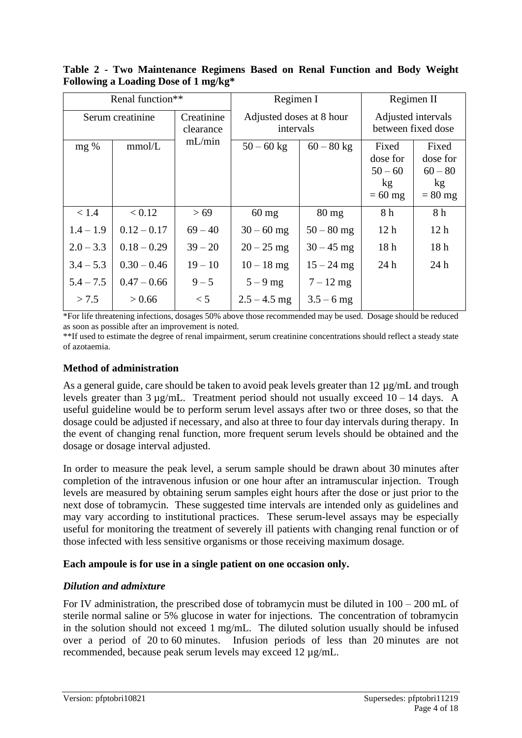**Table 2 - Two Maintenance Regimens Based on Renal Function and Body Weight Following a Loading Dose of 1 mg/kg***

| Renal function** | | | Regimen I | | Regimen II | |
|---|---|---|---|---|---|---|
| Serum creatinine | | Creatinine clearance mL/min | Adjusted doses at 8 hour intervals | | Adjusted intervals between fixed dose | |
| mg % | mmol/L | | 50 – 60 kg | 60 – 80 kg | Fixed dose for 50 – 60 kg = 60 mg | Fixed dose for 60 – 80 kg = 80 mg |
| < 1.4 | < 0.12 | > 69 | 60 mg | 80 mg | 8 h | 8 h |
| 1.4 – 1.9 | 0.12 – 0.17 | 69 – 40 | 30 – 60 mg | 50 – 80 mg | 12 h | 12 h |
| 2.0 – 3.3 | 0.18 – 0.29 | 39 – 20 | 20 – 25 mg | 30 – 45 mg | 18 h | 18 h |
| 3.4 – 5.3 | 0.30 – 0.46 | 19 – 10 | 10 – 18 mg | 15 – 24 mg | 24 h | 24 h |
| 5.4 – 7.5 | 0.47 – 0.66 | 9 – 5 | 5 – 9 mg | 7 – 12 mg | | |
| > 7.5 | > 0.66 | < 5 | 2.5 – 4.5 mg | 3.5 – 6 mg | | |

*For life threatening infections, dosages 50% above those recommended may be used. Dosage should be reduced as soon as possible after an improvement is noted.

**If used to estimate the degree of renal impairment, serum creatinine concentrations should reflect a steady state of azotaemia.

**Method of administration**

As a general guide, care should be taken to avoid peak levels greater than 12 µg/mL and trough levels greater than 3 µg/mL. Treatment period should not usually exceed 10 – 14 days. A useful guideline would be to perform serum level assays after two or three doses, so that the dosage could be adjusted if necessary, and also at three to four day intervals during therapy. In the event of changing renal function, more frequent serum levels should be obtained and the dosage or dosage interval adjusted.

In order to measure the peak level, a serum sample should be drawn about 30 minutes after completion of the intravenous infusion or one hour after an intramuscular injection. Trough levels are measured by obtaining serum samples eight hours after the dose or just prior to the next dose of tobramycin. These suggested time intervals are intended only as guidelines and may vary according to institutional practices. These serum-level assays may be especially useful for monitoring the treatment of severely ill patients with changing renal function or of those infected with less sensitive organisms or those receiving maximum dosage.

**Each ampoule is for use in a single patient on one occasion only.**

***Dilution and admixture***

For IV administration, the prescribed dose of tobramycin must be diluted in 100 – 200 mL of sterile normal saline or 5% glucose in water for injections. The concentration of tobramycin in the solution should not exceed 1 mg/mL. The diluted solution usually should be infused over a period of 20 to 60 minutes. Infusion periods of less than 20 minutes are not recommended, because peak serum levels may exceed 12 µg/mL.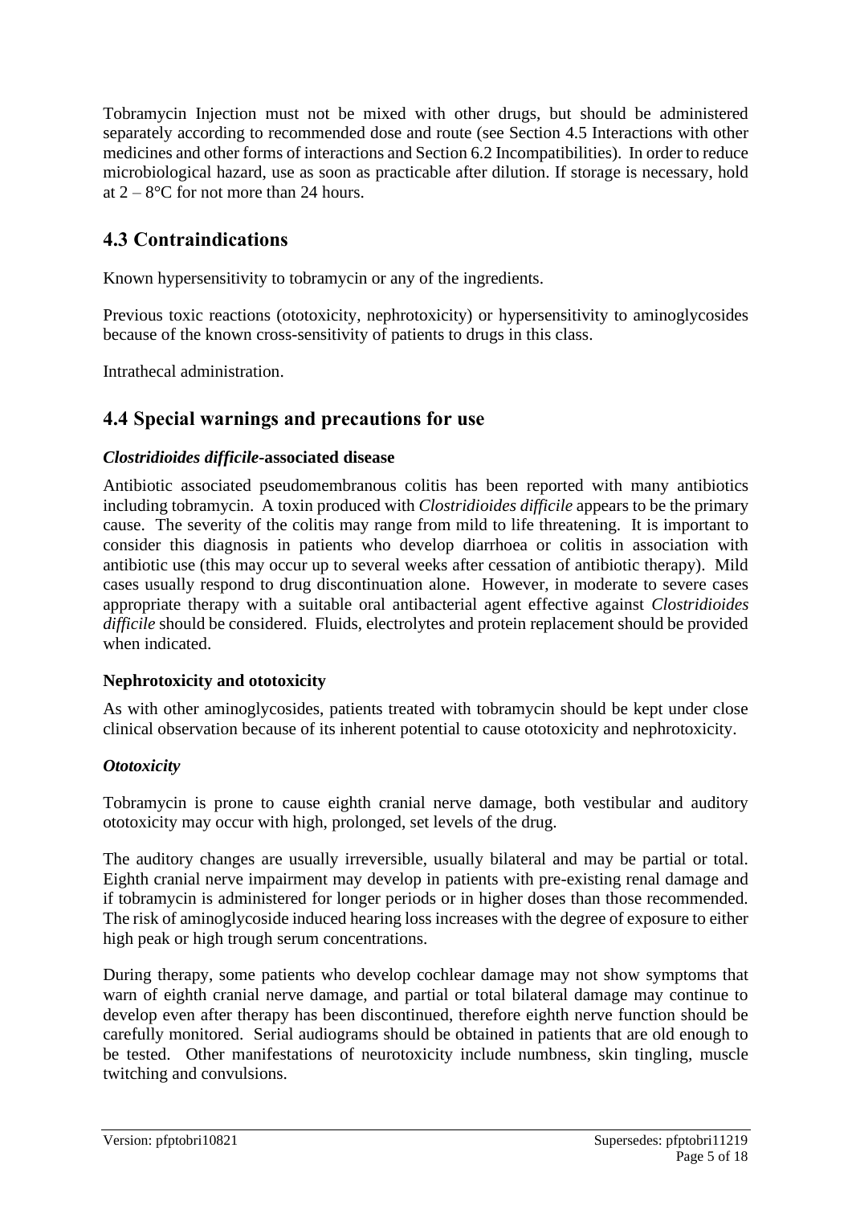Tobramycin Injection must not be mixed with other drugs, but should be administered separately according to recommended dose and route (see Section 4.5 Interactions with other medicines and other forms of interactions and Section 6.2 Incompatibilities). In order to reduce microbiological hazard, use as soon as practicable after dilution. If storage is necessary, hold at 2 – 8°C for not more than 24 hours.

## 4.3 Contraindications

Known hypersensitivity to tobramycin or any of the ingredients.

Previous toxic reactions (ototoxicity, nephrotoxicity) or hypersensitivity to aminoglycosides because of the known cross-sensitivity of patients to drugs in this class.

Intrathecal administration.

## 4.4 Special warnings and precautions for use

### *Clostridioides difficile*-associated disease

Antibiotic associated pseudomembranous colitis has been reported with many antibiotics including tobramycin. A toxin produced with *Clostridioides difficile* appears to be the primary cause. The severity of the colitis may range from mild to life threatening. It is important to consider this diagnosis in patients who develop diarrhoea or colitis in association with antibiotic use (this may occur up to several weeks after cessation of antibiotic therapy). Mild cases usually respond to drug discontinuation alone. However, in moderate to severe cases appropriate therapy with a suitable oral antibacterial agent effective against *Clostridioides difficile* should be considered. Fluids, electrolytes and protein replacement should be provided when indicated.

### Nephrotoxicity and ototoxicity

As with other aminoglycosides, patients treated with tobramycin should be kept under close clinical observation because of its inherent potential to cause ototoxicity and nephrotoxicity.

#### *Ototoxicity*

Tobramycin is prone to cause eighth cranial nerve damage, both vestibular and auditory ototoxicity may occur with high, prolonged, set levels of the drug.

The auditory changes are usually irreversible, usually bilateral and may be partial or total. Eighth cranial nerve impairment may develop in patients with pre-existing renal damage and if tobramycin is administered for longer periods or in higher doses than those recommended. The risk of aminoglycoside induced hearing loss increases with the degree of exposure to either high peak or high trough serum concentrations.

During therapy, some patients who develop cochlear damage may not show symptoms that warn of eighth cranial nerve damage, and partial or total bilateral damage may continue to develop even after therapy has been discontinued, therefore eighth nerve function should be carefully monitored. Serial audiograms should be obtained in patients that are old enough to be tested. Other manifestations of neurotoxicity include numbness, skin tingling, muscle twitching and convulsions.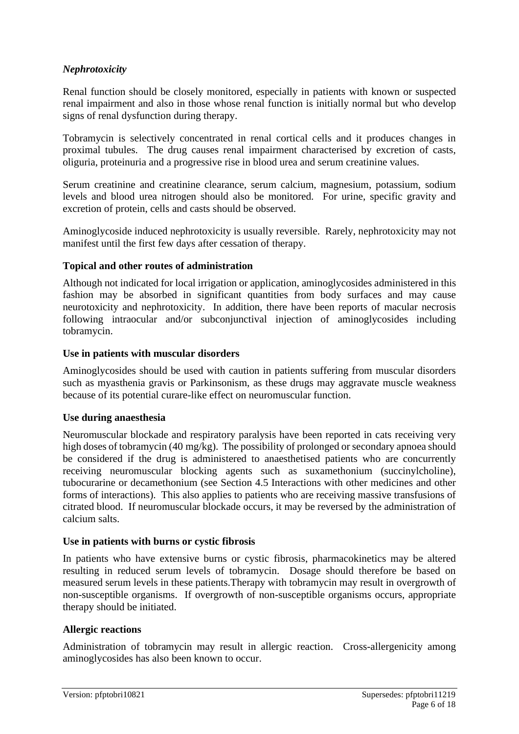*Nephrotoxicity*

Renal function should be closely monitored, especially in patients with known or suspected renal impairment and also in those whose renal function is initially normal but who develop signs of renal dysfunction during therapy.

Tobramycin is selectively concentrated in renal cortical cells and it produces changes in proximal tubules. The drug causes renal impairment characterised by excretion of casts, oliguria, proteinuria and a progressive rise in blood urea and serum creatinine values.

Serum creatinine and creatinine clearance, serum calcium, magnesium, potassium, sodium levels and blood urea nitrogen should also be monitored. For urine, specific gravity and excretion of protein, cells and casts should be observed.

Aminoglycoside induced nephrotoxicity is usually reversible. Rarely, nephrotoxicity may not manifest until the first few days after cessation of therapy.

**Topical and other routes of administration**

Although not indicated for local irrigation or application, aminoglycosides administered in this fashion may be absorbed in significant quantities from body surfaces and may cause neurotoxicity and nephrotoxicity. In addition, there have been reports of macular necrosis following intraocular and/or subconjunctival injection of aminoglycosides including tobramycin.

**Use in patients with muscular disorders**

Aminoglycosides should be used with caution in patients suffering from muscular disorders such as myasthenia gravis or Parkinsonism, as these drugs may aggravate muscle weakness because of its potential curare-like effect on neuromuscular function.

**Use during anaesthesia**

Neuromuscular blockade and respiratory paralysis have been reported in cats receiving very high doses of tobramycin (40 mg/kg). The possibility of prolonged or secondary apnoea should be considered if the drug is administered to anaesthetised patients who are concurrently receiving neuromuscular blocking agents such as suxamethonium (succinylcholine), tubocurarine or decamethonium (see Section 4.5 Interactions with other medicines and other forms of interactions). This also applies to patients who are receiving massive transfusions of citrated blood. If neuromuscular blockade occurs, it may be reversed by the administration of calcium salts.

**Use in patients with burns or cystic fibrosis**

In patients who have extensive burns or cystic fibrosis, pharmacokinetics may be altered resulting in reduced serum levels of tobramycin. Dosage should therefore be based on measured serum levels in these patients.Therapy with tobramycin may result in overgrowth of non-susceptible organisms. If overgrowth of non-susceptible organisms occurs, appropriate therapy should be initiated.

**Allergic reactions**

Administration of tobramycin may result in allergic reaction. Cross-allergenicity among aminoglycosides has also been known to occur.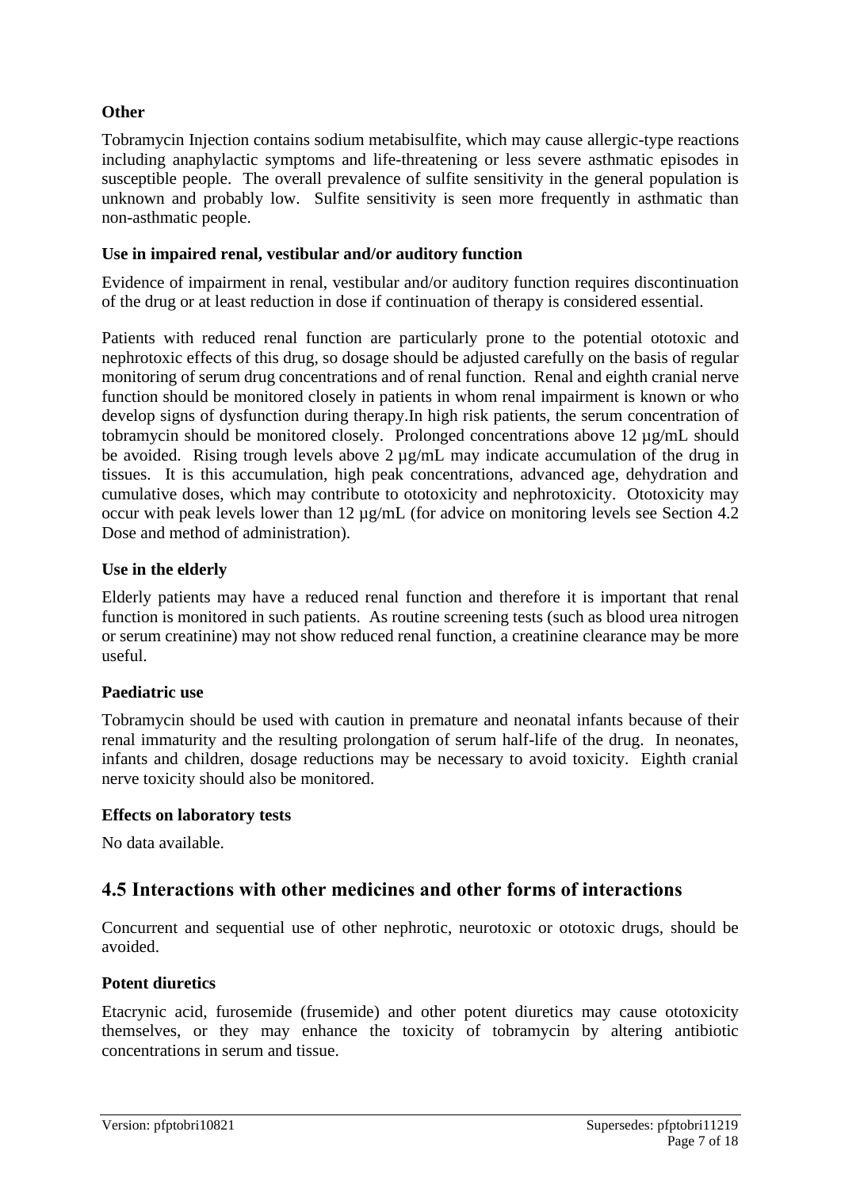**Other**

Tobramycin Injection contains sodium metabisulfite, which may cause allergic-type reactions including anaphylactic symptoms and life-threatening or less severe asthmatic episodes in susceptible people. The overall prevalence of sulfite sensitivity in the general population is unknown and probably low. Sulfite sensitivity is seen more frequently in asthmatic than non-asthmatic people.

**Use in impaired renal, vestibular and/or auditory function**

Evidence of impairment in renal, vestibular and/or auditory function requires discontinuation of the drug or at least reduction in dose if continuation of therapy is considered essential.

Patients with reduced renal function are particularly prone to the potential ototoxic and nephrotoxic effects of this drug, so dosage should be adjusted carefully on the basis of regular monitoring of serum drug concentrations and of renal function. Renal and eighth cranial nerve function should be monitored closely in patients in whom renal impairment is known or who develop signs of dysfunction during therapy.In high risk patients, the serum concentration of tobramycin should be monitored closely. Prolonged concentrations above 12 µg/mL should be avoided. Rising trough levels above 2 µg/mL may indicate accumulation of the drug in tissues. It is this accumulation, high peak concentrations, advanced age, dehydration and cumulative doses, which may contribute to ototoxicity and nephrotoxicity. Ototoxicity may occur with peak levels lower than 12 µg/mL (for advice on monitoring levels see Section 4.2 Dose and method of administration).

**Use in the elderly**

Elderly patients may have a reduced renal function and therefore it is important that renal function is monitored in such patients. As routine screening tests (such as blood urea nitrogen or serum creatinine) may not show reduced renal function, a creatinine clearance may be more useful.

**Paediatric use**

Tobramycin should be used with caution in premature and neonatal infants because of their renal immaturity and the resulting prolongation of serum half-life of the drug. In neonates, infants and children, dosage reductions may be necessary to avoid toxicity. Eighth cranial nerve toxicity should also be monitored.

**Effects on laboratory tests**

No data available.

## 4.5 Interactions with other medicines and other forms of interactions

Concurrent and sequential use of other nephrotic, neurotoxic or ototoxic drugs, should be avoided.

**Potent diuretics**

Etacrynic acid, furosemide (frusemide) and other potent diuretics may cause ototoxicity themselves, or they may enhance the toxicity of tobramycin by altering antibiotic concentrations in serum and tissue.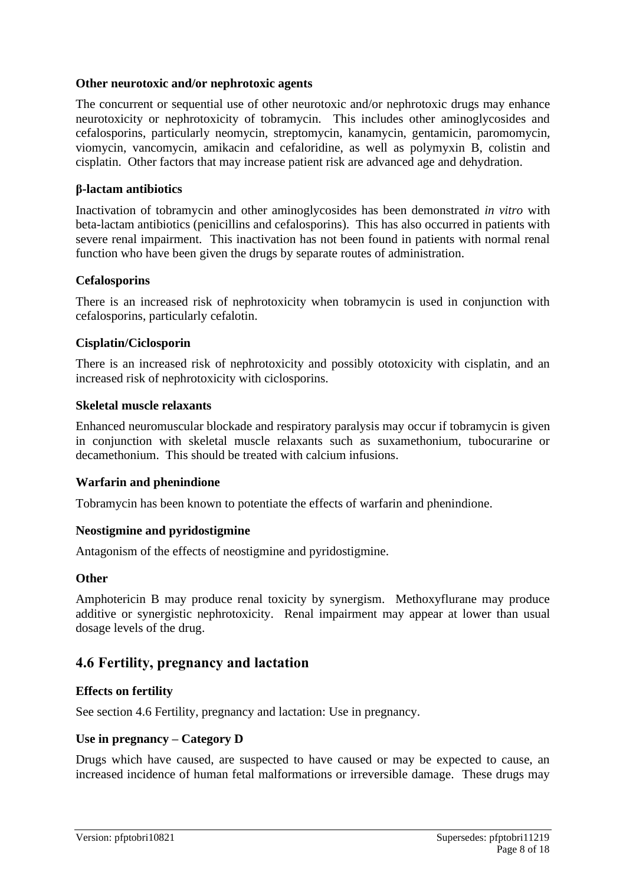### Other neurotoxic and/or nephrotoxic agents

The concurrent or sequential use of other neurotoxic and/or nephrotoxic drugs may enhance neurotoxicity or nephrotoxicity of tobramycin. This includes other aminoglycosides and cefalosporins, particularly neomycin, streptomycin, kanamycin, gentamicin, paromomycin, viomycin, vancomycin, amikacin and cefaloridine, as well as polymyxin B, colistin and cisplatin. Other factors that may increase patient risk are advanced age and dehydration.

### β-lactam antibiotics

Inactivation of tobramycin and other aminoglycosides has been demonstrated *in vitro* with beta-lactam antibiotics (penicillins and cefalosporins). This has also occurred in patients with severe renal impairment. This inactivation has not been found in patients with normal renal function who have been given the drugs by separate routes of administration.

### Cefalosporins

There is an increased risk of nephrotoxicity when tobramycin is used in conjunction with cefalosporins, particularly cefalotin.

### Cisplatin/Ciclosporin

There is an increased risk of nephrotoxicity and possibly ototoxicity with cisplatin, and an increased risk of nephrotoxicity with ciclosporins.

### Skeletal muscle relaxants

Enhanced neuromuscular blockade and respiratory paralysis may occur if tobramycin is given in conjunction with skeletal muscle relaxants such as suxamethonium, tubocurarine or decamethonium. This should be treated with calcium infusions.

### Warfarin and phenindione

Tobramycin has been known to potentiate the effects of warfarin and phenindione.

### Neostigmine and pyridostigmine

Antagonism of the effects of neostigmine and pyridostigmine.

### Other

Amphotericin B may produce renal toxicity by synergism. Methoxyflurane may produce additive or synergistic nephrotoxicity. Renal impairment may appear at lower than usual dosage levels of the drug.

## 4.6 Fertility, pregnancy and lactation

### Effects on fertility

See section 4.6 Fertility, pregnancy and lactation: Use in pregnancy.

### Use in pregnancy – Category D

Drugs which have caused, are suspected to have caused or may be expected to cause, an increased incidence of human fetal malformations or irreversible damage. These drugs may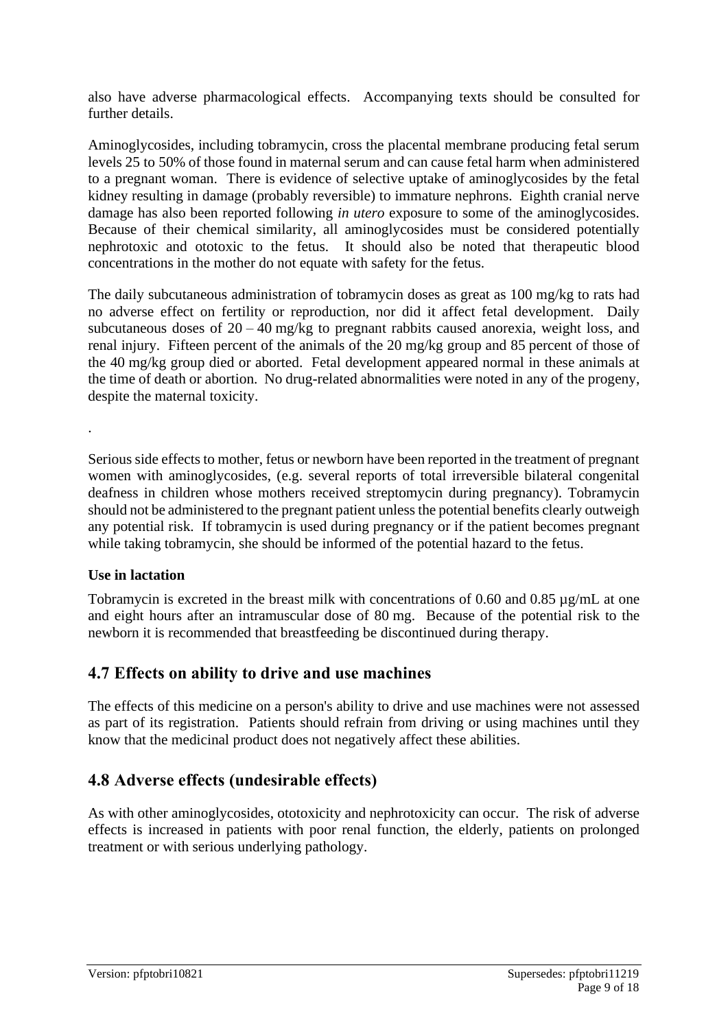also have adverse pharmacological effects. Accompanying texts should be consulted for further details.

Aminoglycosides, including tobramycin, cross the placental membrane producing fetal serum levels 25 to 50% of those found in maternal serum and can cause fetal harm when administered to a pregnant woman. There is evidence of selective uptake of aminoglycosides by the fetal kidney resulting in damage (probably reversible) to immature nephrons. Eighth cranial nerve damage has also been reported following *in utero* exposure to some of the aminoglycosides. Because of their chemical similarity, all aminoglycosides must be considered potentially nephrotoxic and ototoxic to the fetus. It should also be noted that therapeutic blood concentrations in the mother do not equate with safety for the fetus.

The daily subcutaneous administration of tobramycin doses as great as 100 mg/kg to rats had no adverse effect on fertility or reproduction, nor did it affect fetal development. Daily subcutaneous doses of 20 – 40 mg/kg to pregnant rabbits caused anorexia, weight loss, and renal injury. Fifteen percent of the animals of the 20 mg/kg group and 85 percent of those of the 40 mg/kg group died or aborted. Fetal development appeared normal in these animals at the time of death or abortion. No drug-related abnormalities were noted in any of the progeny, despite the maternal toxicity.

.

Serious side effects to mother, fetus or newborn have been reported in the treatment of pregnant women with aminoglycosides, (e.g. several reports of total irreversible bilateral congenital deafness in children whose mothers received streptomycin during pregnancy). Tobramycin should not be administered to the pregnant patient unless the potential benefits clearly outweigh any potential risk. If tobramycin is used during pregnancy or if the patient becomes pregnant while taking tobramycin, she should be informed of the potential hazard to the fetus.

**Use in lactation**

Tobramycin is excreted in the breast milk with concentrations of 0.60 and 0.85 µg/mL at one and eight hours after an intramuscular dose of 80 mg. Because of the potential risk to the newborn it is recommended that breastfeeding be discontinued during therapy.

## 4.7 Effects on ability to drive and use machines

The effects of this medicine on a person's ability to drive and use machines were not assessed as part of its registration. Patients should refrain from driving or using machines until they know that the medicinal product does not negatively affect these abilities.

## 4.8 Adverse effects (undesirable effects)

As with other aminoglycosides, ototoxicity and nephrotoxicity can occur. The risk of adverse effects is increased in patients with poor renal function, the elderly, patients on prolonged treatment or with serious underlying pathology.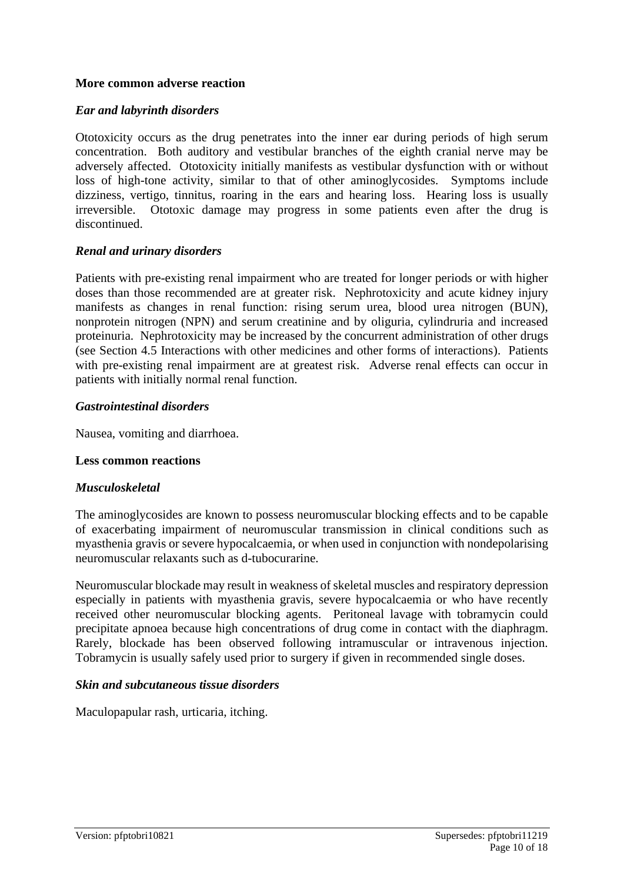**More common adverse reaction**

***Ear and labyrinth disorders***

Ototoxicity occurs as the drug penetrates into the inner ear during periods of high serum concentration. Both auditory and vestibular branches of the eighth cranial nerve may be adversely affected. Ototoxicity initially manifests as vestibular dysfunction with or without loss of high-tone activity, similar to that of other aminoglycosides. Symptoms include dizziness, vertigo, tinnitus, roaring in the ears and hearing loss. Hearing loss is usually irreversible. Ototoxic damage may progress in some patients even after the drug is discontinued.

***Renal and urinary disorders***

Patients with pre-existing renal impairment who are treated for longer periods or with higher doses than those recommended are at greater risk. Nephrotoxicity and acute kidney injury manifests as changes in renal function: rising serum urea, blood urea nitrogen (BUN), nonprotein nitrogen (NPN) and serum creatinine and by oliguria, cylindruria and increased proteinuria. Nephrotoxicity may be increased by the concurrent administration of other drugs (see Section 4.5 Interactions with other medicines and other forms of interactions). Patients with pre-existing renal impairment are at greatest risk. Adverse renal effects can occur in patients with initially normal renal function.

***Gastrointestinal disorders***

Nausea, vomiting and diarrhoea.

**Less common reactions**

***Musculoskeletal***

The aminoglycosides are known to possess neuromuscular blocking effects and to be capable of exacerbating impairment of neuromuscular transmission in clinical conditions such as myasthenia gravis or severe hypocalcaemia, or when used in conjunction with nondepolarising neuromuscular relaxants such as d-tubocurarine.

Neuromuscular blockade may result in weakness of skeletal muscles and respiratory depression especially in patients with myasthenia gravis, severe hypocalcaemia or who have recently received other neuromuscular blocking agents. Peritoneal lavage with tobramycin could precipitate apnoea because high concentrations of drug come in contact with the diaphragm. Rarely, blockade has been observed following intramuscular or intravenous injection. Tobramycin is usually safely used prior to surgery if given in recommended single doses.

***Skin and subcutaneous tissue disorders***

Maculopapular rash, urticaria, itching.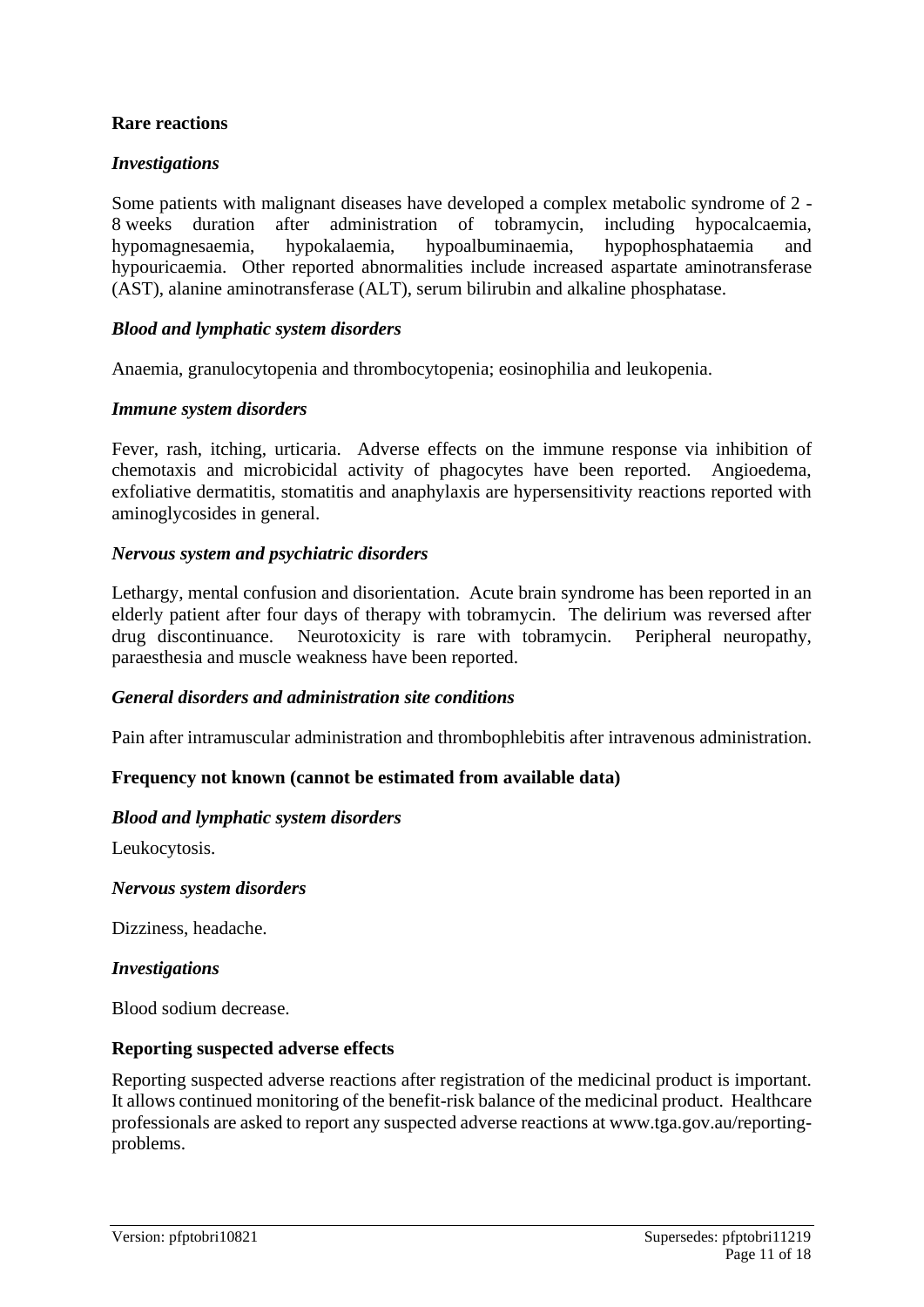**Rare reactions**

***Investigations***

Some patients with malignant diseases have developed a complex metabolic syndrome of 2 - 8 weeks duration after administration of tobramycin, including hypocalcaemia, hypomagnesaemia, hypokalaemia, hypoalbuminaemia, hypophosphataemia and hypouricaemia. Other reported abnormalities include increased aspartate aminotransferase (AST), alanine aminotransferase (ALT), serum bilirubin and alkaline phosphatase.

***Blood and lymphatic system disorders***

Anaemia, granulocytopenia and thrombocytopenia; eosinophilia and leukopenia.

***Immune system disorders***

Fever, rash, itching, urticaria. Adverse effects on the immune response via inhibition of chemotaxis and microbicidal activity of phagocytes have been reported. Angioedema, exfoliative dermatitis, stomatitis and anaphylaxis are hypersensitivity reactions reported with aminoglycosides in general.

***Nervous system and psychiatric disorders***

Lethargy, mental confusion and disorientation. Acute brain syndrome has been reported in an elderly patient after four days of therapy with tobramycin. The delirium was reversed after drug discontinuance. Neurotoxicity is rare with tobramycin. Peripheral neuropathy, paraesthesia and muscle weakness have been reported.

***General disorders and administration site conditions***

Pain after intramuscular administration and thrombophlebitis after intravenous administration.

**Frequency not known (cannot be estimated from available data)**

***Blood and lymphatic system disorders***

Leukocytosis.

***Nervous system disorders***

Dizziness, headache.

***Investigations***

Blood sodium decrease.

**Reporting suspected adverse effects**

Reporting suspected adverse reactions after registration of the medicinal product is important. It allows continued monitoring of the benefit-risk balance of the medicinal product. Healthcare professionals are asked to report any suspected adverse reactions at www.tga.gov.au/reporting-problems.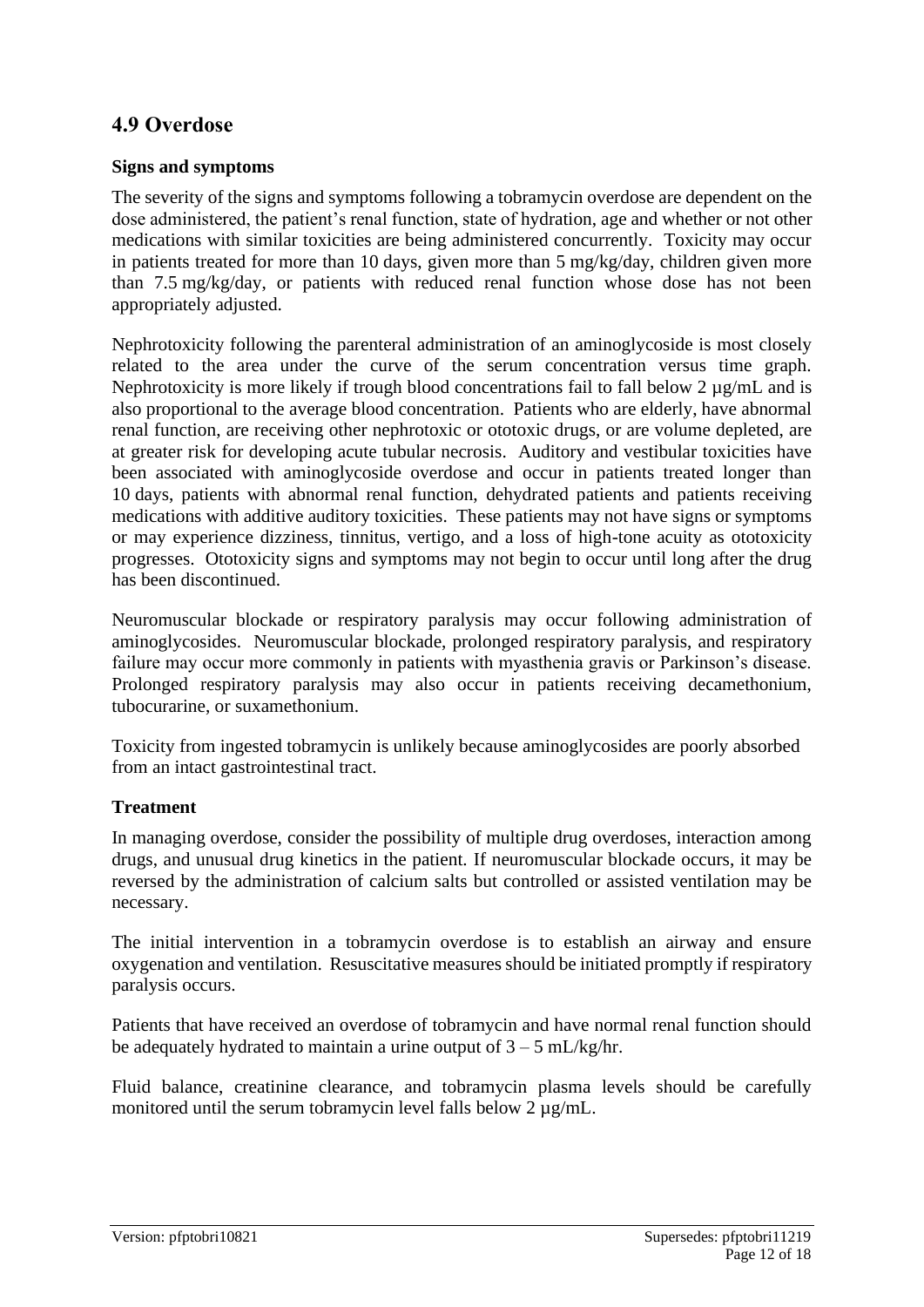## 4.9 Overdose

### Signs and symptoms

The severity of the signs and symptoms following a tobramycin overdose are dependent on the dose administered, the patient's renal function, state of hydration, age and whether or not other medications with similar toxicities are being administered concurrently. Toxicity may occur in patients treated for more than 10 days, given more than 5 mg/kg/day, children given more than 7.5 mg/kg/day, or patients with reduced renal function whose dose has not been appropriately adjusted.

Nephrotoxicity following the parenteral administration of an aminoglycoside is most closely related to the area under the curve of the serum concentration versus time graph. Nephrotoxicity is more likely if trough blood concentrations fail to fall below 2 µg/mL and is also proportional to the average blood concentration. Patients who are elderly, have abnormal renal function, are receiving other nephrotoxic or ototoxic drugs, or are volume depleted, are at greater risk for developing acute tubular necrosis. Auditory and vestibular toxicities have been associated with aminoglycoside overdose and occur in patients treated longer than 10 days, patients with abnormal renal function, dehydrated patients and patients receiving medications with additive auditory toxicities. These patients may not have signs or symptoms or may experience dizziness, tinnitus, vertigo, and a loss of high-tone acuity as ototoxicity progresses. Ototoxicity signs and symptoms may not begin to occur until long after the drug has been discontinued.

Neuromuscular blockade or respiratory paralysis may occur following administration of aminoglycosides. Neuromuscular blockade, prolonged respiratory paralysis, and respiratory failure may occur more commonly in patients with myasthenia gravis or Parkinson's disease. Prolonged respiratory paralysis may also occur in patients receiving decamethonium, tubocurarine, or suxamethonium.

Toxicity from ingested tobramycin is unlikely because aminoglycosides are poorly absorbed from an intact gastrointestinal tract.

### Treatment

In managing overdose, consider the possibility of multiple drug overdoses, interaction among drugs, and unusual drug kinetics in the patient. If neuromuscular blockade occurs, it may be reversed by the administration of calcium salts but controlled or assisted ventilation may be necessary.

The initial intervention in a tobramycin overdose is to establish an airway and ensure oxygenation and ventilation. Resuscitative measures should be initiated promptly if respiratory paralysis occurs.

Patients that have received an overdose of tobramycin and have normal renal function should be adequately hydrated to maintain a urine output of 3 – 5 mL/kg/hr.

Fluid balance, creatinine clearance, and tobramycin plasma levels should be carefully monitored until the serum tobramycin level falls below 2 µg/mL.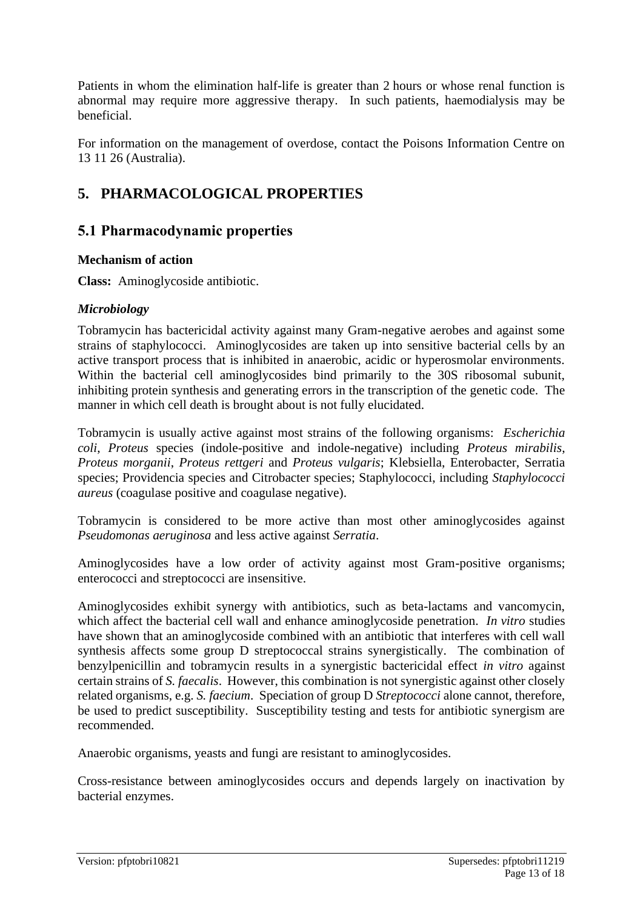Patients in whom the elimination half-life is greater than 2 hours or whose renal function is abnormal may require more aggressive therapy. In such patients, haemodialysis may be beneficial.

For information on the management of overdose, contact the Poisons Information Centre on 13 11 26 (Australia).

# 5. PHARMACOLOGICAL PROPERTIES

## 5.1 Pharmacodynamic properties

**Mechanism of action**

**Class:** Aminoglycoside antibiotic.

***Microbiology***

Tobramycin has bactericidal activity against many Gram-negative aerobes and against some strains of staphylococci. Aminoglycosides are taken up into sensitive bacterial cells by an active transport process that is inhibited in anaerobic, acidic or hyperosmolar environments. Within the bacterial cell aminoglycosides bind primarily to the 30S ribosomal subunit, inhibiting protein synthesis and generating errors in the transcription of the genetic code. The manner in which cell death is brought about is not fully elucidated.

Tobramycin is usually active against most strains of the following organisms: *Escherichia coli*, *Proteus* species (indole-positive and indole-negative) including *Proteus mirabilis*, *Proteus morganii*, *Proteus rettgeri* and *Proteus vulgaris*; Klebsiella, Enterobacter, Serratia species; Providencia species and Citrobacter species; Staphylococci, including *Staphylococci aureus* (coagulase positive and coagulase negative).

Tobramycin is considered to be more active than most other aminoglycosides against *Pseudomonas aeruginosa* and less active against *Serratia*.

Aminoglycosides have a low order of activity against most Gram-positive organisms; enterococci and streptococci are insensitive.

Aminoglycosides exhibit synergy with antibiotics, such as beta-lactams and vancomycin, which affect the bacterial cell wall and enhance aminoglycoside penetration. *In vitro* studies have shown that an aminoglycoside combined with an antibiotic that interferes with cell wall synthesis affects some group D streptococcal strains synergistically. The combination of benzylpenicillin and tobramycin results in a synergistic bactericidal effect *in vitro* against certain strains of *S. faecalis*. However, this combination is not synergistic against other closely related organisms, e.g. *S. faecium*. Speciation of group D *Streptococci* alone cannot, therefore, be used to predict susceptibility. Susceptibility testing and tests for antibiotic synergism are recommended.

Anaerobic organisms, yeasts and fungi are resistant to aminoglycosides.

Cross-resistance between aminoglycosides occurs and depends largely on inactivation by bacterial enzymes.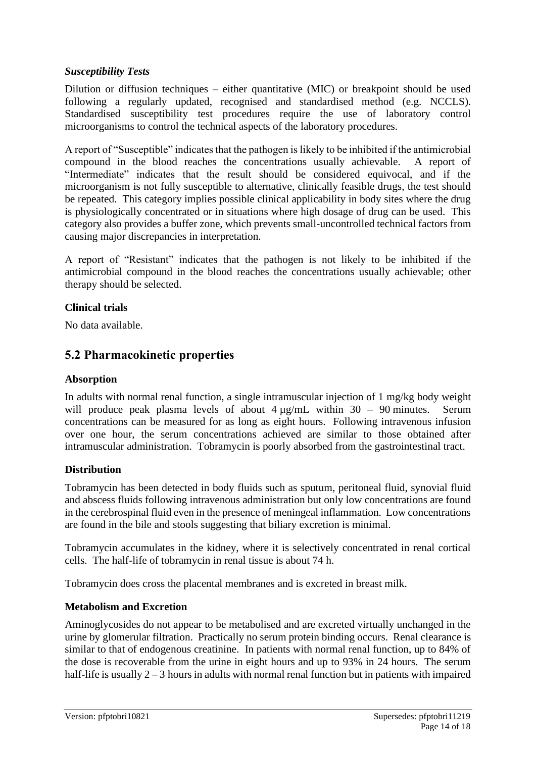### *Susceptibility Tests*

Dilution or diffusion techniques – either quantitative (MIC) or breakpoint should be used following a regularly updated, recognised and standardised method (e.g. NCCLS). Standardised susceptibility test procedures require the use of laboratory control microorganisms to control the technical aspects of the laboratory procedures.

A report of "Susceptible" indicates that the pathogen is likely to be inhibited if the antimicrobial compound in the blood reaches the concentrations usually achievable. A report of "Intermediate" indicates that the result should be considered equivocal, and if the microorganism is not fully susceptible to alternative, clinically feasible drugs, the test should be repeated. This category implies possible clinical applicability in body sites where the drug is physiologically concentrated or in situations where high dosage of drug can be used. This category also provides a buffer zone, which prevents small-uncontrolled technical factors from causing major discrepancies in interpretation.

A report of "Resistant" indicates that the pathogen is not likely to be inhibited if the antimicrobial compound in the blood reaches the concentrations usually achievable; other therapy should be selected.

### Clinical trials

No data available.

## 5.2 Pharmacokinetic properties

### Absorption

In adults with normal renal function, a single intramuscular injection of 1 mg/kg body weight will produce peak plasma levels of about 4 µg/mL within 30 – 90 minutes. Serum concentrations can be measured for as long as eight hours. Following intravenous infusion over one hour, the serum concentrations achieved are similar to those obtained after intramuscular administration. Tobramycin is poorly absorbed from the gastrointestinal tract.

### Distribution

Tobramycin has been detected in body fluids such as sputum, peritoneal fluid, synovial fluid and abscess fluids following intravenous administration but only low concentrations are found in the cerebrospinal fluid even in the presence of meningeal inflammation. Low concentrations are found in the bile and stools suggesting that biliary excretion is minimal.

Tobramycin accumulates in the kidney, where it is selectively concentrated in renal cortical cells. The half-life of tobramycin in renal tissue is about 74 h.

Tobramycin does cross the placental membranes and is excreted in breast milk.

### Metabolism and Excretion

Aminoglycosides do not appear to be metabolised and are excreted virtually unchanged in the urine by glomerular filtration. Practically no serum protein binding occurs. Renal clearance is similar to that of endogenous creatinine. In patients with normal renal function, up to 84% of the dose is recoverable from the urine in eight hours and up to 93% in 24 hours. The serum half-life is usually 2 – 3 hours in adults with normal renal function but in patients with impaired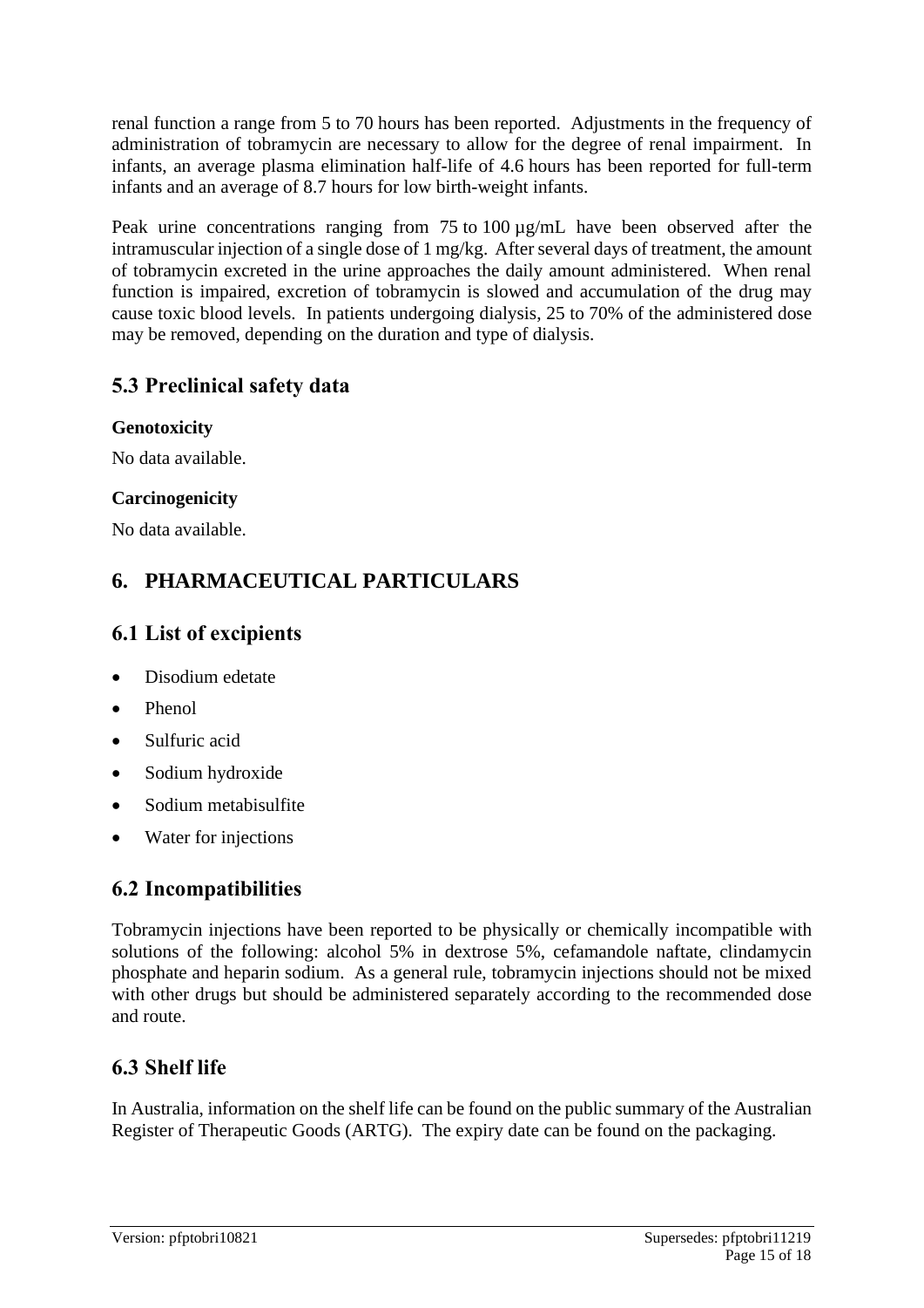renal function a range from 5 to 70 hours has been reported. Adjustments in the frequency of administration of tobramycin are necessary to allow for the degree of renal impairment. In infants, an average plasma elimination half-life of 4.6 hours has been reported for full-term infants and an average of 8.7 hours for low birth-weight infants.

Peak urine concentrations ranging from 75 to 100 µg/mL have been observed after the intramuscular injection of a single dose of 1 mg/kg. After several days of treatment, the amount of tobramycin excreted in the urine approaches the daily amount administered. When renal function is impaired, excretion of tobramycin is slowed and accumulation of the drug may cause toxic blood levels. In patients undergoing dialysis, 25 to 70% of the administered dose may be removed, depending on the duration and type of dialysis.

## 5.3 Preclinical safety data

**Genotoxicity**

No data available.

**Carcinogenicity**

No data available.

# 6. PHARMACEUTICAL PARTICULARS

## 6.1 List of excipients

- Disodium edetate
- Phenol
- Sulfuric acid
- Sodium hydroxide
- Sodium metabisulfite
- Water for injections

## 6.2 Incompatibilities

Tobramycin injections have been reported to be physically or chemically incompatible with solutions of the following: alcohol 5% in dextrose 5%, cefamandole naftate, clindamycin phosphate and heparin sodium. As a general rule, tobramycin injections should not be mixed with other drugs but should be administered separately according to the recommended dose and route.

## 6.3 Shelf life

In Australia, information on the shelf life can be found on the public summary of the Australian Register of Therapeutic Goods (ARTG). The expiry date can be found on the packaging.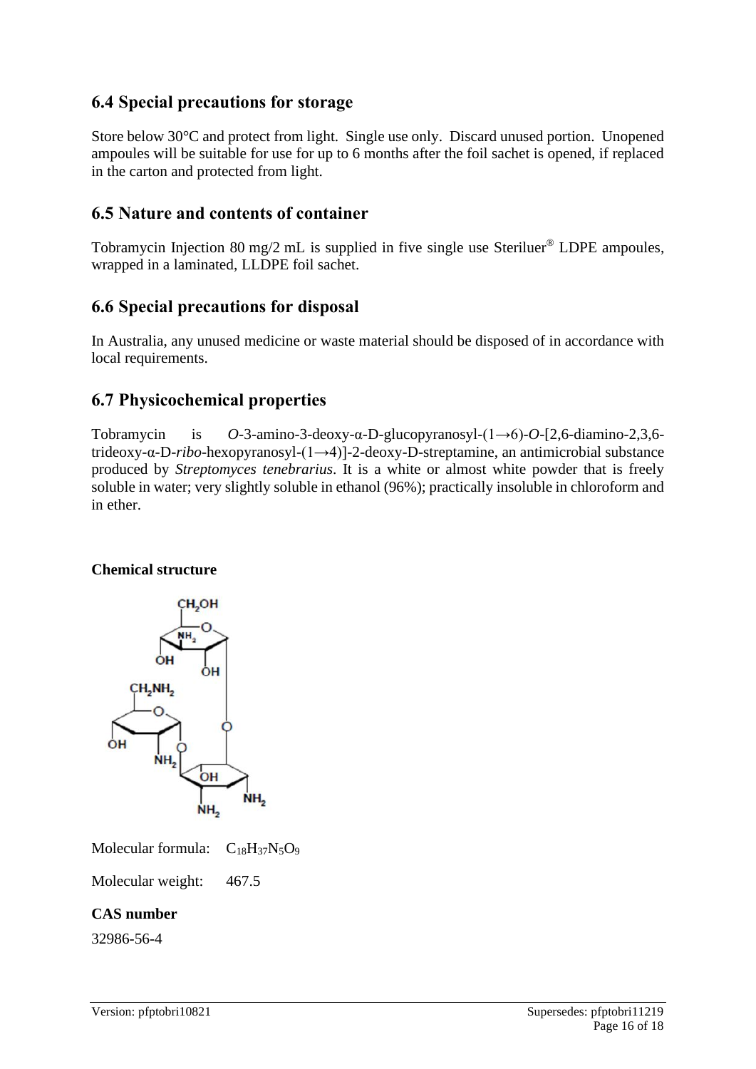## 6.4 Special precautions for storage

Store below 30°C and protect from light. Single use only. Discard unused portion. Unopened ampoules will be suitable for use for up to 6 months after the foil sachet is opened, if replaced in the carton and protected from light.

## 6.5 Nature and contents of container

Tobramycin Injection 80 mg/2 mL is supplied in five single use Steriluer® LDPE ampoules, wrapped in a laminated, LLDPE foil sachet.

## 6.6 Special precautions for disposal

In Australia, any unused medicine or waste material should be disposed of in accordance with local requirements.

## 6.7 Physicochemical properties

Tobramycin is *O*-3-amino-3-deoxy-α-D-glucopyranosyl-(1→6)-*O*-[2,6-diamino-2,3,6-trideoxy-α-D-*ribo*-hexopyranosyl-(1→4)]-2-deoxy-D-streptamine, an antimicrobial substance produced by *Streptomyces tenebrarius*. It is a white or almost white powder that is freely soluble in water; very slightly soluble in ethanol (96%); practically insoluble in chloroform and in ether.

**Chemical structure**

Molecular formula: $C_{18}H_{37}N_5O_9$

Molecular weight: 467.5

**CAS number**

32986-56-4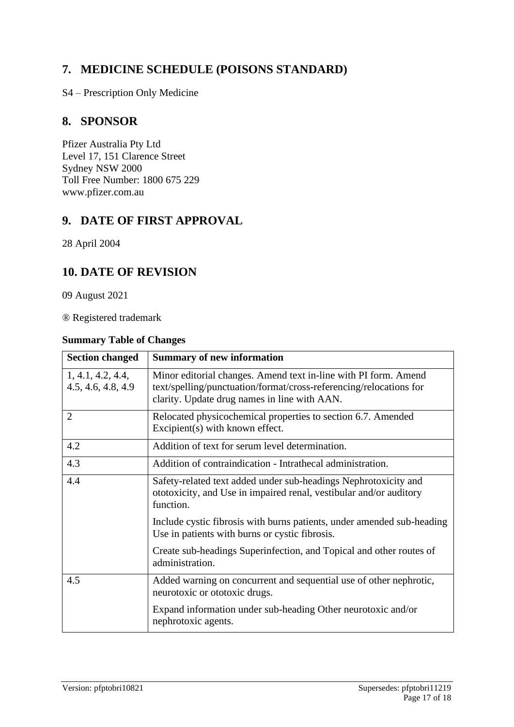## 7. MEDICINE SCHEDULE (POISONS STANDARD)

S4 – Prescription Only Medicine

## 8. SPONSOR

Pfizer Australia Pty Ltd
Level 17, 151 Clarence Street
Sydney NSW 2000
Toll Free Number: 1800 675 229
www.pfizer.com.au

## 9. DATE OF FIRST APPROVAL

28 April 2004

## 10. DATE OF REVISION

09 August 2021

® Registered trademark

**Summary Table of Changes**

| Section changed | Summary of new information |
|---|---|
| 1, 4.1, 4.2, 4.4, 4.5, 4.6, 4.8, 4.9 | Minor editorial changes. Amend text in-line with PI form. Amend text/spelling/punctuation/format/cross-referencing/relocations for clarity. Update drug names in line with AAN. |
| 2 | Relocated physicochemical properties to section 6.7. Amended Excipient(s) with known effect. |
| 4.2 | Addition of text for serum level determination. |
| 4.3 | Addition of contraindication - Intrathecal administration. |
| 4.4 | Safety-related text added under sub-headings Nephrotoxicity and ototoxicity, and Use in impaired renal, vestibular and/or auditory function.<br><br>Include cystic fibrosis with burns patients, under amended sub-heading Use in patients with burns or cystic fibrosis.<br><br>Create sub-headings Superinfection, and Topical and other routes of administration. |
| 4.5 | Added warning on concurrent and sequential use of other nephrotic, neurotoxic or ototoxic drugs.<br><br>Expand information under sub-heading Other neurotoxic and/or nephrotoxic agents. |

Version: pfptobri10821 Supersedes: pfptobri11219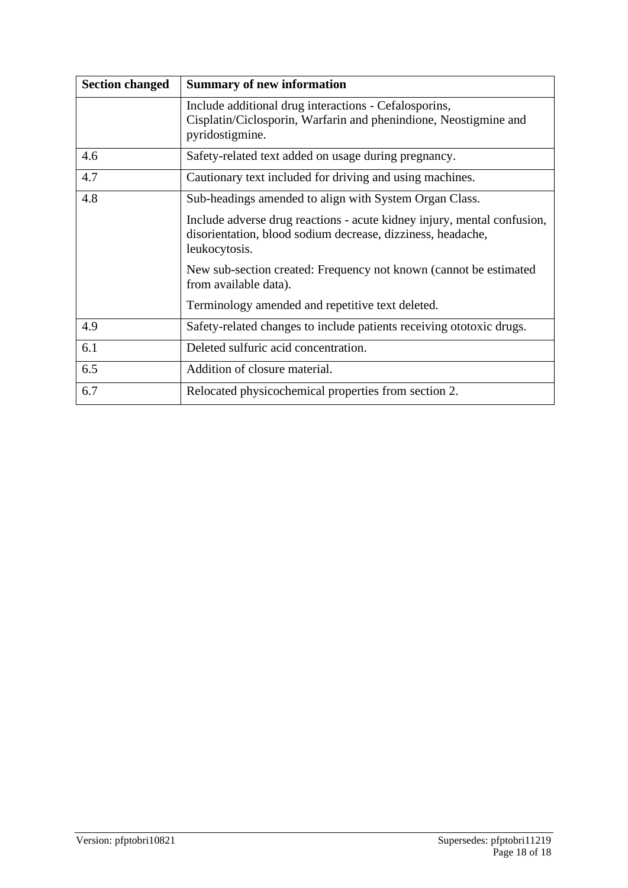| Section changed | Summary of new information |
|---|---|
| | Include additional drug interactions - Cefalosporins, Cisplatin/Ciclosporin, Warfarin and phenindione, Neostigmine and pyridostigmine. |
| 4.6 | Safety-related text added on usage during pregnancy. |
| 4.7 | Cautionary text included for driving and using machines. |
| 4.8 | Sub-headings amended to align with System Organ Class.<br><br>Include adverse drug reactions - acute kidney injury, mental confusion, disorientation, blood sodium decrease, dizziness, headache, leukocytosis.<br><br>New sub-section created: Frequency not known (cannot be estimated from available data).<br><br>Terminology amended and repetitive text deleted. |
| 4.9 | Safety-related changes to include patients receiving ototoxic drugs. |
| 6.1 | Deleted sulfuric acid concentration. |
| 6.5 | Addition of closure material. |
| 6.7 | Relocated physicochemical properties from section 2. |